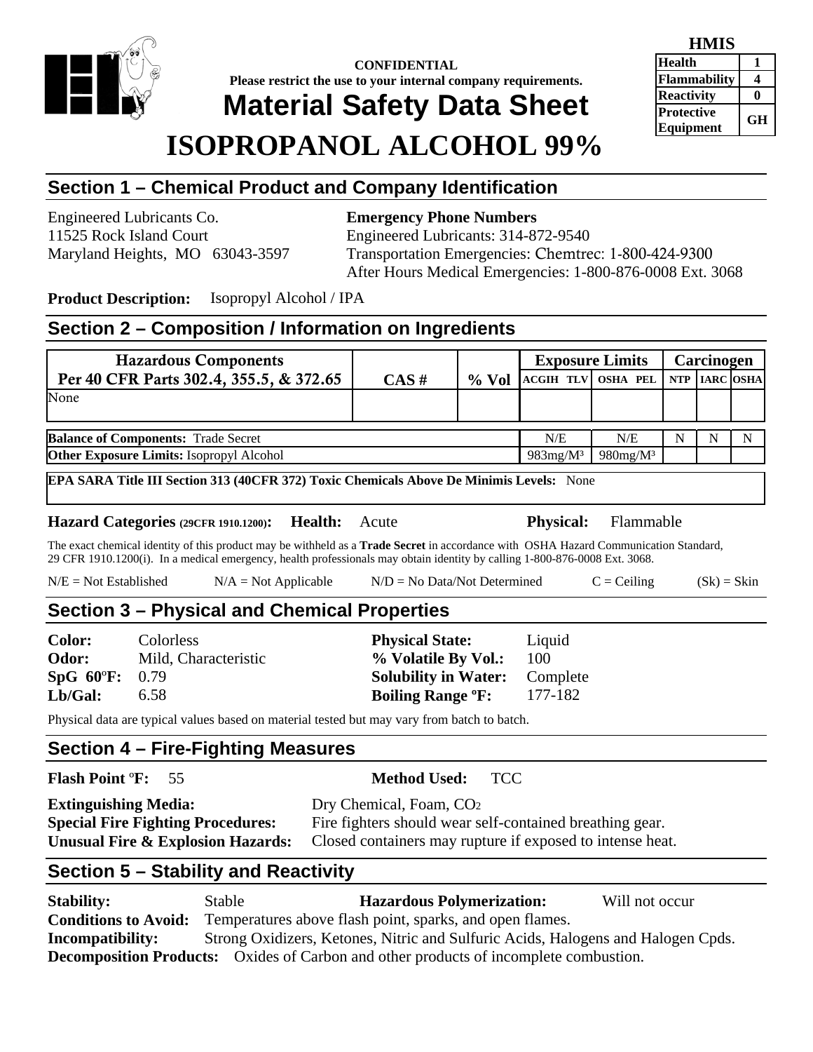**CONFIDENTIAL**
**Please restrict the use to your internal company requirements.**

# Material Safety Data Sheet

# ISOPROPANOL ALCOHOL 99%

| HMIS | |
|---|---|
| Health | 1 |
| Flammability | 4 |
| Reactivity | 0 |
| Protective Equipment | GH |

## Section 1 – Chemical Product and Company Identification

Engineered Lubricants Co.
11525 Rock Island Court
Maryland Heights, MO 63043-3597

**Emergency Phone Numbers**
Engineered Lubricants: 314-872-9540
Transportation Emergencies: Chemtrec: 1-800-424-9300
After Hours Medical Emergencies: 1-800-876-0008 Ext. 3068

**Product Description:** Isopropyl Alcohol / IPA

## Section 2 – Composition / Information on Ingredients

| Hazardous Components Per 40 CFR Parts 302.4, 355.5, & 372.65 | CAS # | % Vol | Exposure Limits | | Carcinogen | | |
|---|---|---|---|---|---|---|---|
| | | | ACGIH TLV | OSHA PEL | NTP | IARC | OSHA |
| None | | | | | | | |
| **Balance of Components:** Trade Secret | | | N/E | N/E | N | N | N |
| **Other Exposure Limits:** Isopropyl Alcohol | | | 983mg/M³ | 980mg/M³ | | | |

**EPA SARA Title III Section 313 (40CFR 372) Toxic Chemicals Above De Minimis Levels:** None

**Hazard Categories (29CFR 1910.1200): Health:** Acute **Physical:** Flammable

The exact chemical identity of this product may be withheld as a **Trade Secret** in accordance with OSHA Hazard Communication Standard, 29 CFR 1910.1200(i). In a medical emergency, health professionals may obtain identity by calling 1-800-876-0008 Ext. 3068.

N/E = Not Established N/A = Not Applicable N/D = No Data/Not Determined C = Ceiling (Sk) = Skin

## Section 3 – Physical and Chemical Properties

**Color:** Colorless
**Odor:** Mild, Characteristic
**SpG 60ºF:** 0.79
**Lb/Gal:** 6.58
**Physical State:** Liquid
**% Volatile By Vol.:** 100
**Solubility in Water:** Complete
**Boiling Range ºF:** 177-182

Physical data are typical values based on material tested but may vary from batch to batch.

## Section 4 – Fire-Fighting Measures

**Flash Point ºF:** 55 **Method Used:** TCC

**Extinguishing Media:** Dry Chemical, Foam, $CO_2$
**Special Fire Fighting Procedures:** Fire fighters should wear self-contained breathing gear.
**Unusual Fire & Explosion Hazards:** Closed containers may rupture if exposed to intense heat.

## Section 5 – Stability and Reactivity

**Stability:** Stable **Hazardous Polymerization:** Will not occur
**Conditions to Avoid:** Temperatures above flash point, sparks, and open flames.
**Incompatibility:** Strong Oxidizers, Ketones, Nitric and Sulfuric Acids, Halogens and Halogen Cpds.
**Decomposition Products:** Oxides of Carbon and other products of incomplete combustion.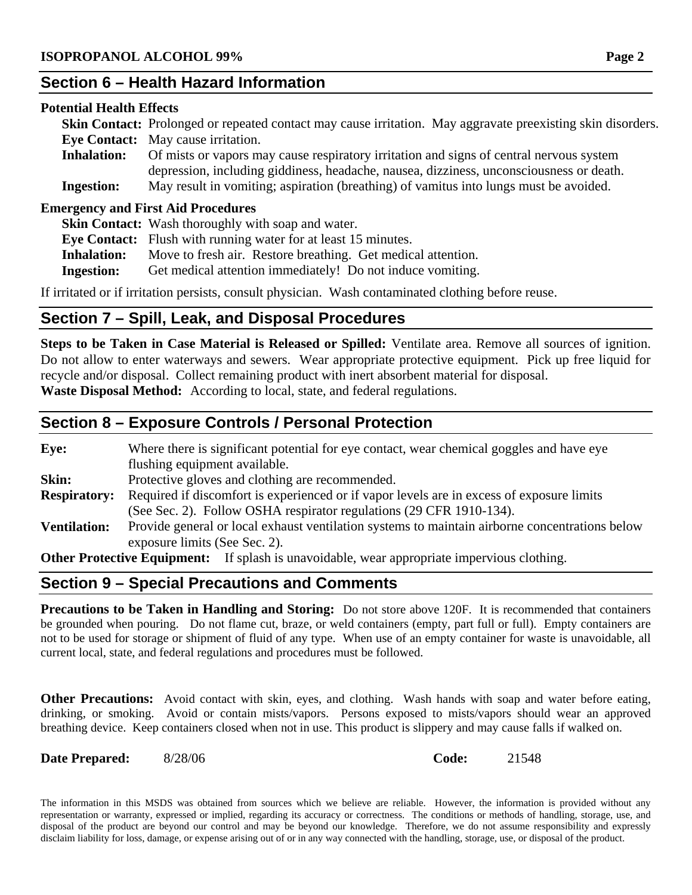## Section 6 – Health Hazard Information

**Potential Health Effects**

**Skin Contact:** Prolonged or repeated contact may cause irritation. May aggravate preexisting skin disorders.
**Eye Contact:** May cause irritation.
**Inhalation:** Of mists or vapors may cause respiratory irritation and signs of central nervous system depression, including giddiness, headache, nausea, dizziness, unconsciousness or death.
**Ingestion:** May result in vomiting; aspiration (breathing) of vamitus into lungs must be avoided.

**Emergency and First Aid Procedures**

**Skin Contact:** Wash thoroughly with soap and water.
**Eye Contact:** Flush with running water for at least 15 minutes.
**Inhalation:** Move to fresh air. Restore breathing. Get medical attention.
**Ingestion:** Get medical attention immediately! Do not induce vomiting.

If irritated or if irritation persists, consult physician. Wash contaminated clothing before reuse.

## Section 7 – Spill, Leak, and Disposal Procedures

**Steps to be Taken in Case Material is Released or Spilled:** Ventilate area. Remove all sources of ignition. Do not allow to enter waterways and sewers. Wear appropriate protective equipment. Pick up free liquid for recycle and/or disposal. Collect remaining product with inert absorbent material for disposal.
**Waste Disposal Method:** According to local, state, and federal regulations.

## Section 8 – Exposure Controls / Personal Protection

**Eye:** Where there is significant potential for eye contact, wear chemical goggles and have eye flushing equipment available.
**Skin:** Protective gloves and clothing are recommended.
**Respiratory:** Required if discomfort is experienced or if vapor levels are in excess of exposure limits (See Sec. 2). Follow OSHA respirator regulations (29 CFR 1910-134).
**Ventilation:** Provide general or local exhaust ventilation systems to maintain airborne concentrations below exposure limits (See Sec. 2).
**Other Protective Equipment:** If splash is unavoidable, wear appropriate impervious clothing.

## Section 9 – Special Precautions and Comments

**Precautions to be Taken in Handling and Storing:** Do not store above 120F. It is recommended that containers be grounded when pouring. Do not flame cut, braze, or weld containers (empty, part full or full). Empty containers are not to be used for storage or shipment of fluid of any type. When use of an empty container for waste is unavoidable, all current local, state, and federal regulations and procedures must be followed.

**Other Precautions:** Avoid contact with skin, eyes, and clothing. Wash hands with soap and water before eating, drinking, or smoking. Avoid or contain mists/vapors. Persons exposed to mists/vapors should wear an approved breathing device. Keep containers closed when not in use. This product is slippery and may cause falls if walked on.

**Date Prepared:** 8/28/06 **Code:** 21548

The information in this MSDS was obtained from sources which we believe are reliable. However, the information is provided without any representation or warranty, expressed or implied, regarding its accuracy or correctness. The conditions or methods of handling, storage, use, and disposal of the product are beyond our control and may be beyond our knowledge. Therefore, we do not assume responsibility and expressly disclaim liability for loss, damage, or expense arising out of or in any way connected with the handling, storage, use, or disposal of the product.